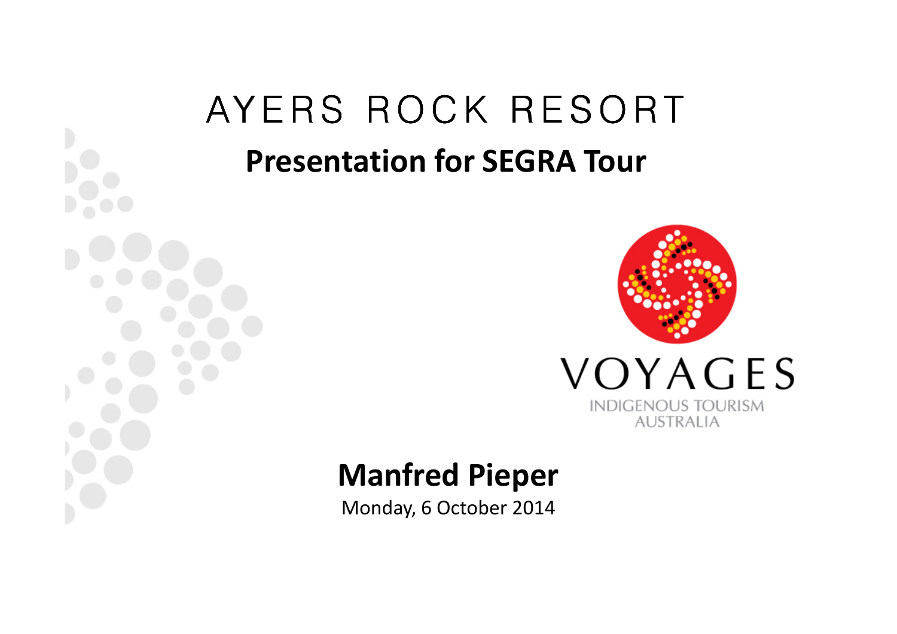# AYERS ROCK RESORT

## Presentation for SEGRA Tour

VOYAGES

INDIGENOUS TOURISM AUSTRALIA

**Manfred Pieper**

Monday, 6 October 2014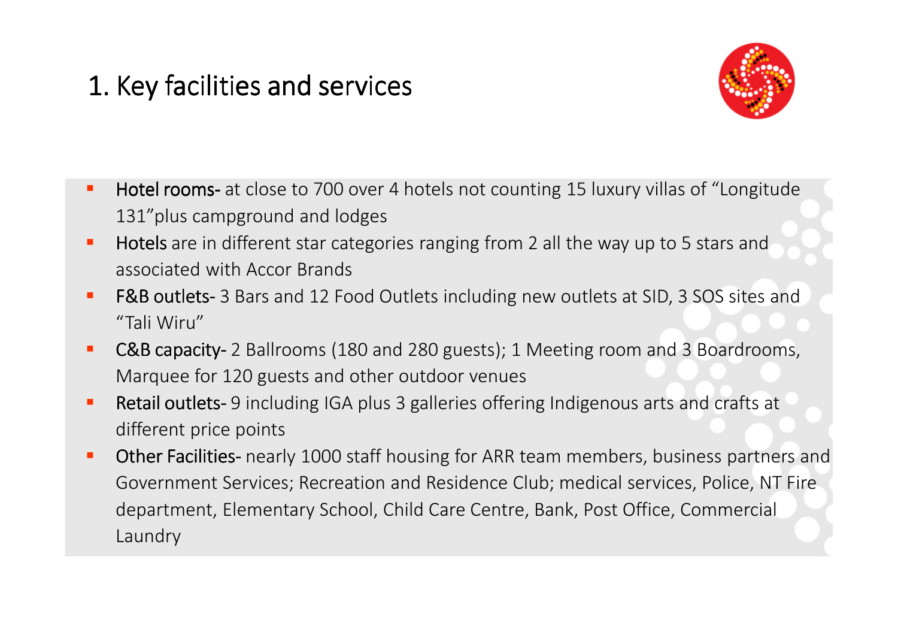# 1. Key facilities and services

- **Hotel rooms-** at close to 700 over 4 hotels not counting 15 luxury villas of "Longitude 131"plus campground and lodges
- **Hotels** are in different star categories ranging from 2 all the way up to 5 stars and associated with Accor Brands
- **F&B outlets-** 3 Bars and 12 Food Outlets including new outlets at SID, 3 SOS sites and "Tali Wiru"
- **C&B capacity-** 2 Ballrooms (180 and 280 guests); 1 Meeting room and 3 Boardrooms, Marquee for 120 guests and other outdoor venues
- **Retail outlets-** 9 including IGA plus 3 galleries offering Indigenous arts and crafts at different price points
- **Other Facilities-** nearly 1000 staff housing for ARR team members, business partners and Government Services; Recreation and Residence Club; medical services, Police, NT Fire department, Elementary School, Child Care Centre, Bank, Post Office, Commercial Laundry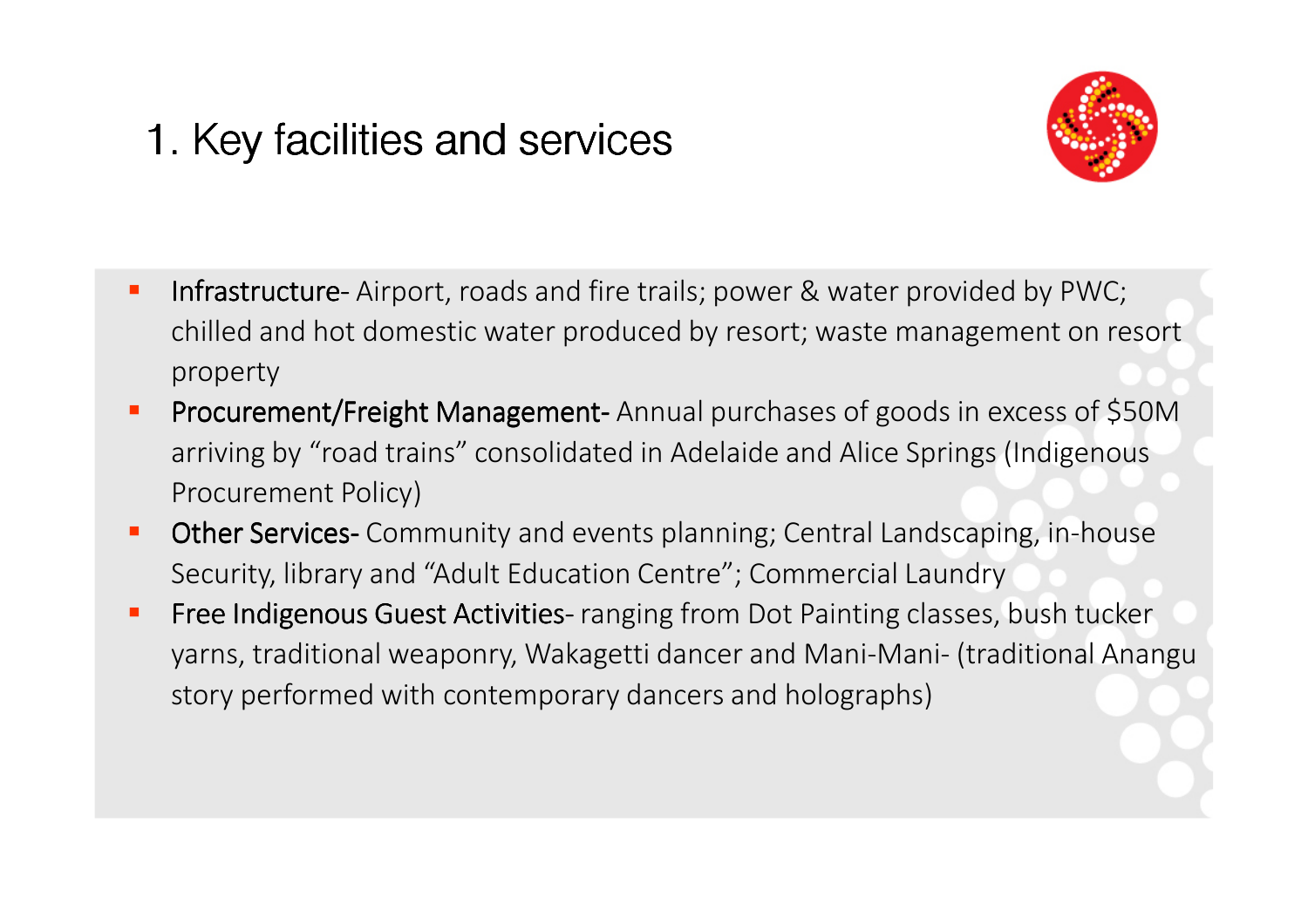# 1. Key facilities and services

- Infrastructure- Airport, roads and fire trails; power & water provided by PWC; chilled and hot domestic water produced by resort; waste management on resort property
- Procurement/Freight Management- Annual purchases of goods in excess of $50M arriving by "road trains" consolidated in Adelaide and Alice Springs (Indigenous Procurement Policy)
- Other Services- Community and events planning; Central Landscaping, in-house Security, library and "Adult Education Centre"; Commercial Laundry
- Free Indigenous Guest Activities- ranging from Dot Painting classes, bush tucker yarns, traditional weaponry, Wakagetti dancer and Mani-Mani- (traditional Anangu story performed with contemporary dancers and holographs)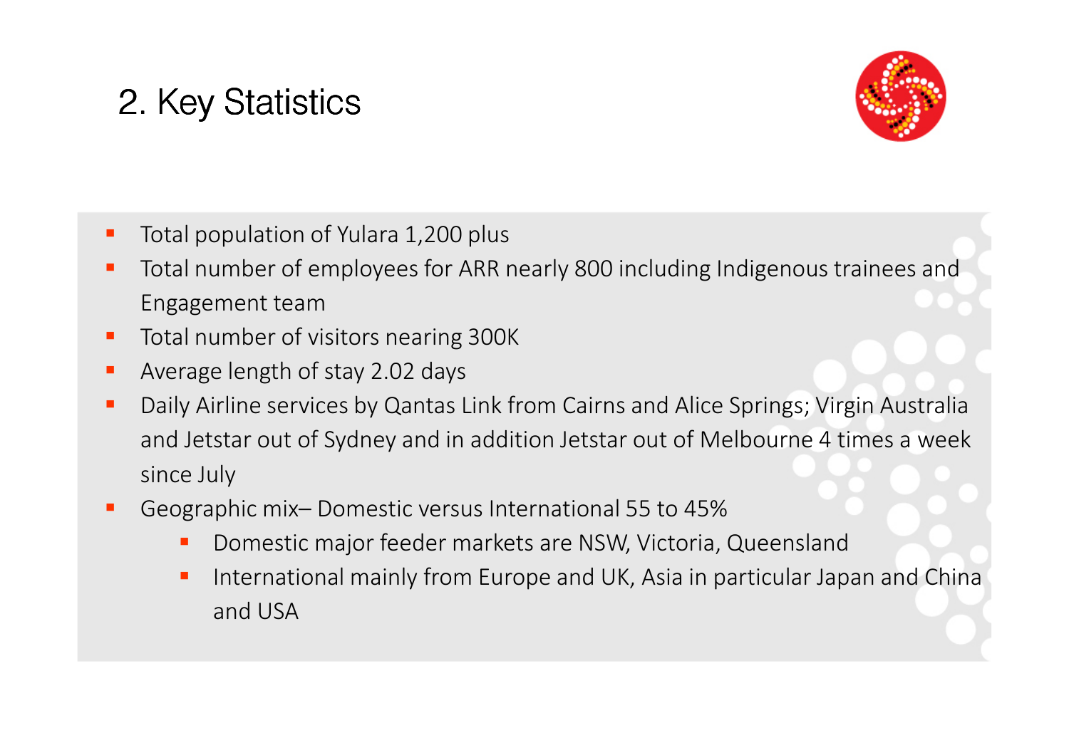## 2. Key Statistics

- Total population of Yulara 1,200 plus
- Total number of employees for ARR nearly 800 including Indigenous trainees and Engagement team
- Total number of visitors nearing 300K
- Average length of stay 2.02 days
- Daily Airline services by Qantas Link from Cairns and Alice Springs; Virgin Australia and Jetstar out of Sydney and in addition Jetstar out of Melbourne 4 times a week since July
- Geographic mix– Domestic versus International 55 to 45%
  - Domestic major feeder markets are NSW, Victoria, Queensland
  - International mainly from Europe and UK, Asia in particular Japan and China and USA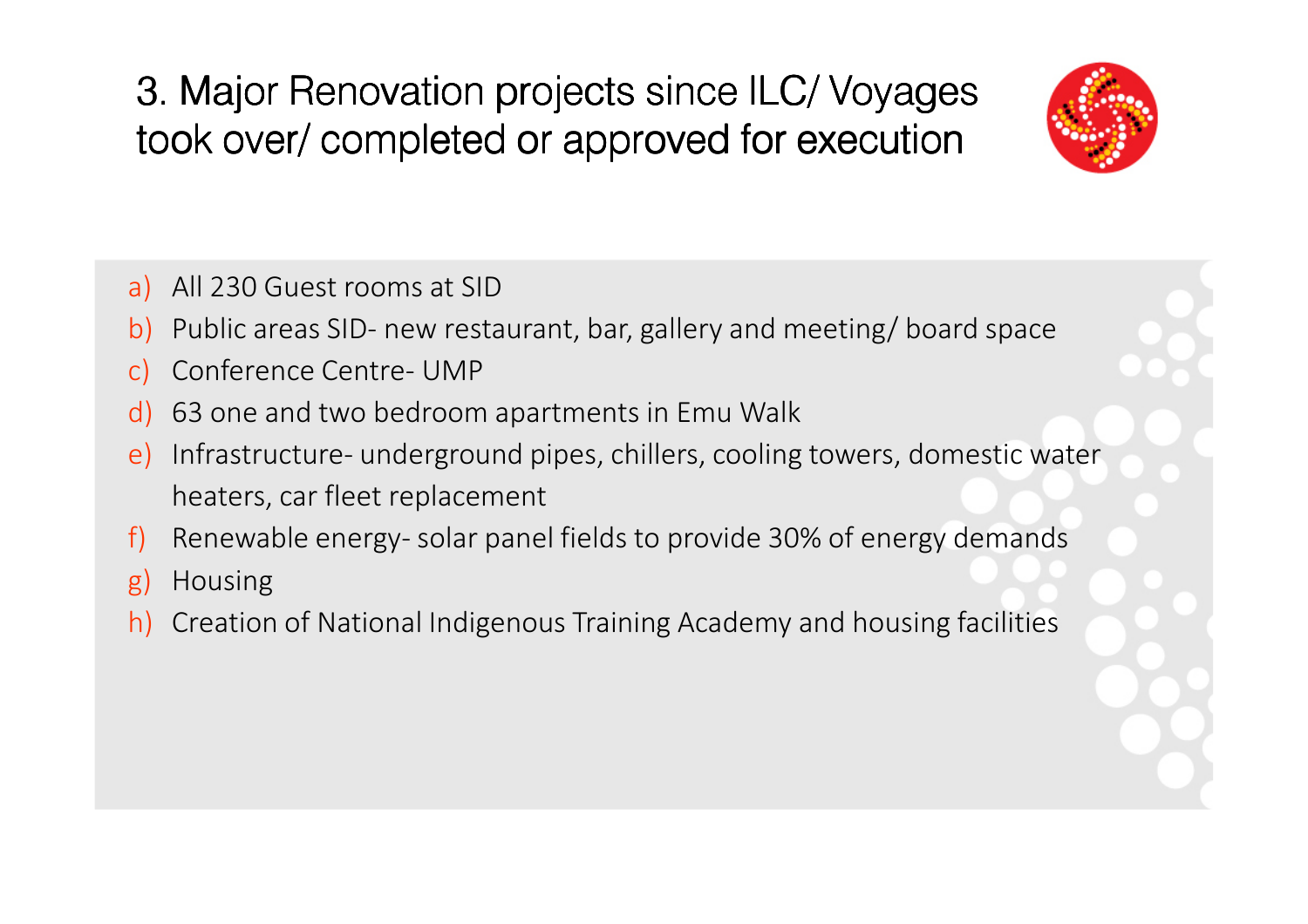# 3. Major Renovation projects since ILC/ Voyages took over/ completed or approved for execution

a) All 230 Guest rooms at SID
b) Public areas SID- new restaurant, bar, gallery and meeting/ board space
c) Conference Centre- UMP
d) 63 one and two bedroom apartments in Emu Walk
e) Infrastructure- underground pipes, chillers, cooling towers, domestic water heaters, car fleet replacement
f) Renewable energy- solar panel fields to provide 30% of energy demands
g) Housing
h) Creation of National Indigenous Training Academy and housing facilities